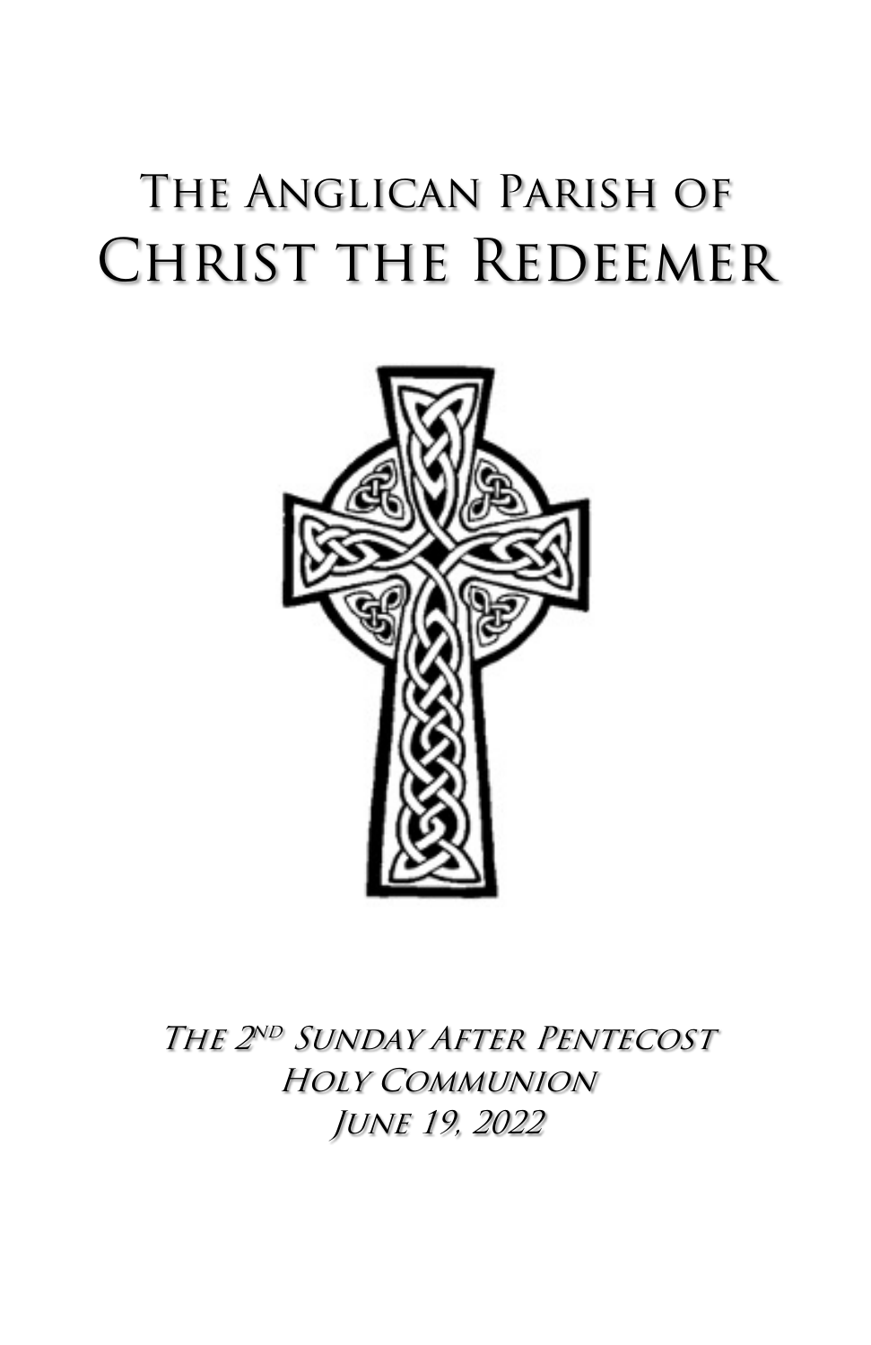# The Anglican Parish of
# Christ the Redeemer

*The 2nd Sunday After Pentecost*
*Holy Communion*
*June 19, 2022*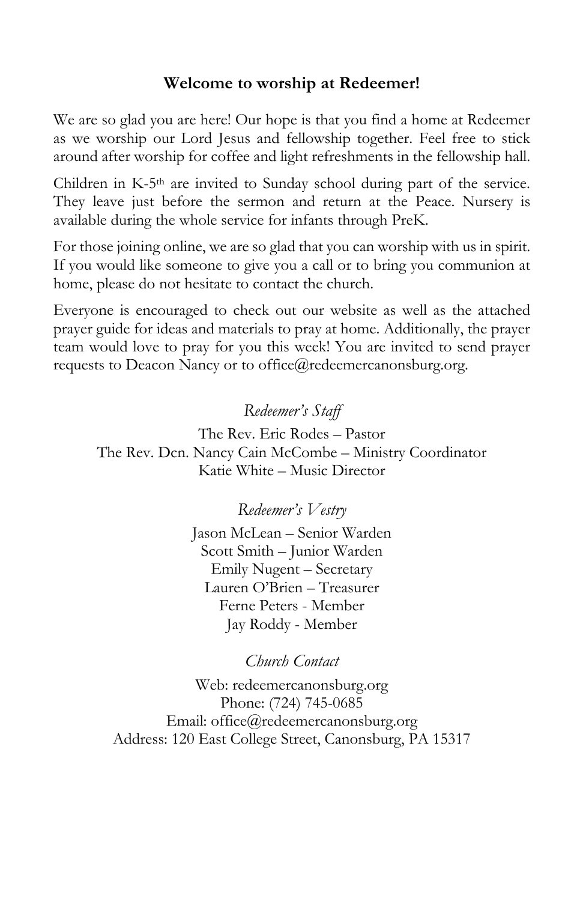## Welcome to worship at Redeemer!

We are so glad you are here! Our hope is that you find a home at Redeemer as we worship our Lord Jesus and fellowship together. Feel free to stick around after worship for coffee and light refreshments in the fellowship hall.

Children in K-5th are invited to Sunday school during part of the service. They leave just before the sermon and return at the Peace. Nursery is available during the whole service for infants through PreK.

For those joining online, we are so glad that you can worship with us in spirit. If you would like someone to give you a call or to bring you communion at home, please do not hesitate to contact the church.

Everyone is encouraged to check out our website as well as the attached prayer guide for ideas and materials to pray at home. Additionally, the prayer team would love to pray for you this week! You are invited to send prayer requests to Deacon Nancy or to office@redeemercanonsburg.org.

*Redeemer's Staff*

The Rev. Eric Rodes – Pastor
The Rev. Dcn. Nancy Cain McCombe – Ministry Coordinator
Katie White – Music Director

*Redeemer's Vestry*

Jason McLean – Senior Warden
Scott Smith – Junior Warden
Emily Nugent – Secretary
Lauren O'Brien – Treasurer
Ferne Peters - Member
Jay Roddy - Member

*Church Contact*

Web: redeemercanonsburg.org
Phone: (724) 745-0685
Email: office@redeemercanonsburg.org
Address: 120 East College Street, Canonsburg, PA 15317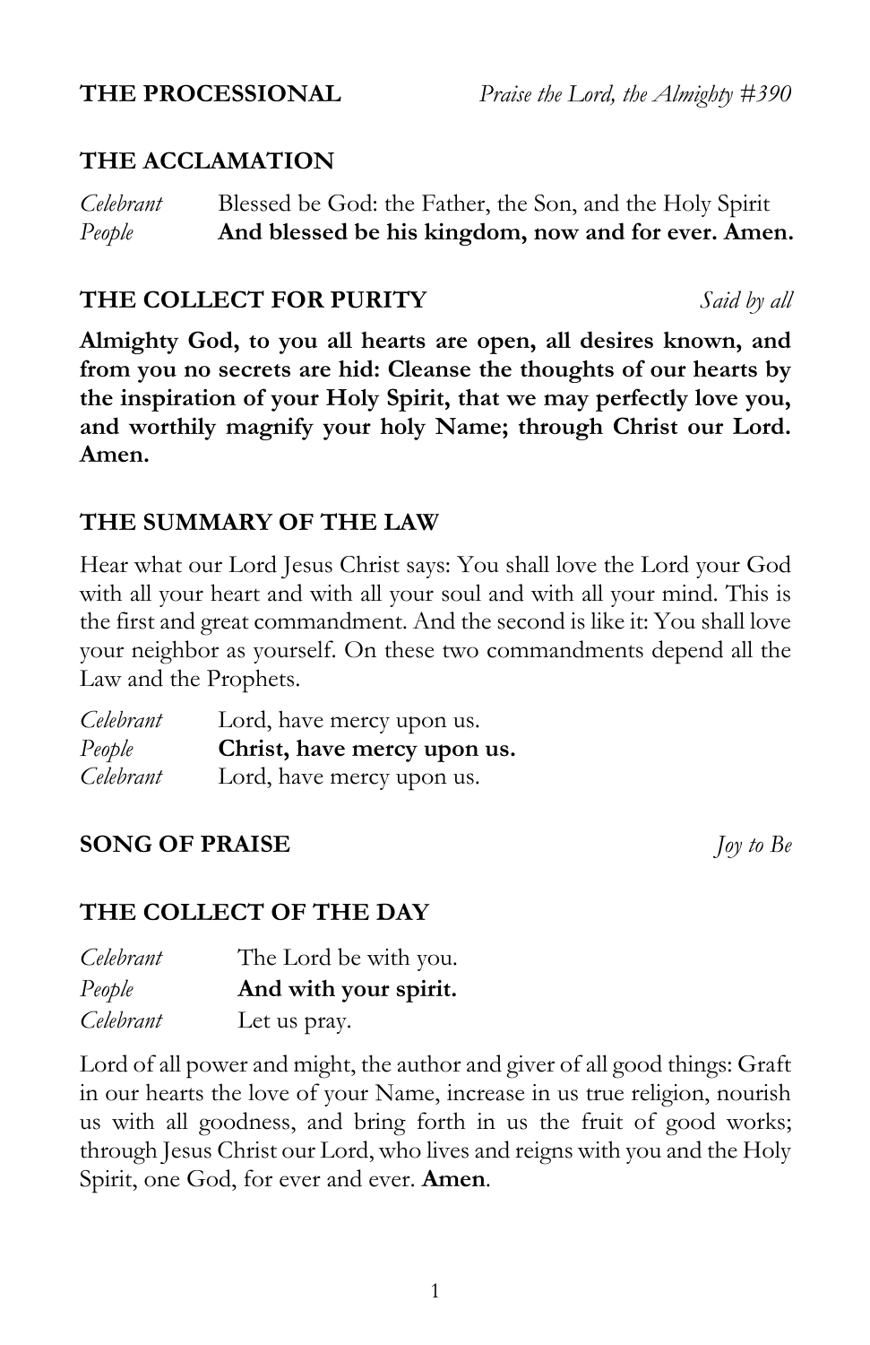**THE PROCESSIONAL** *Praise the Lord, the Almighty #390*

## THE ACCLAMATION

*Celebrant* Blessed be God: the Father, the Son, and the Holy Spirit
*People* **And blessed be his kingdom, now and for ever. Amen.**

## THE COLLECT FOR PURITY *Said by all*

**Almighty God, to you all hearts are open, all desires known, and from you no secrets are hid: Cleanse the thoughts of our hearts by the inspiration of your Holy Spirit, that we may perfectly love you, and worthily magnify your holy Name; through Christ our Lord. Amen.**

## THE SUMMARY OF THE LAW

Hear what our Lord Jesus Christ says: You shall love the Lord your God with all your heart and with all your soul and with all your mind. This is the first and great commandment. And the second is like it: You shall love your neighbor as yourself. On these two commandments depend all the Law and the Prophets.

*Celebrant* Lord, have mercy upon us.
*People* **Christ, have mercy upon us.**
*Celebrant* Lord, have mercy upon us.

## SONG OF PRAISE *Joy to Be*

## THE COLLECT OF THE DAY

*Celebrant* The Lord be with you.
*People* **And with your spirit.**
*Celebrant* Let us pray.

Lord of all power and might, the author and giver of all good things: Graft in our hearts the love of your Name, increase in us true religion, nourish us with all goodness, and bring forth in us the fruit of good works; through Jesus Christ our Lord, who lives and reigns with you and the Holy Spirit, one God, for ever and ever. **Amen**.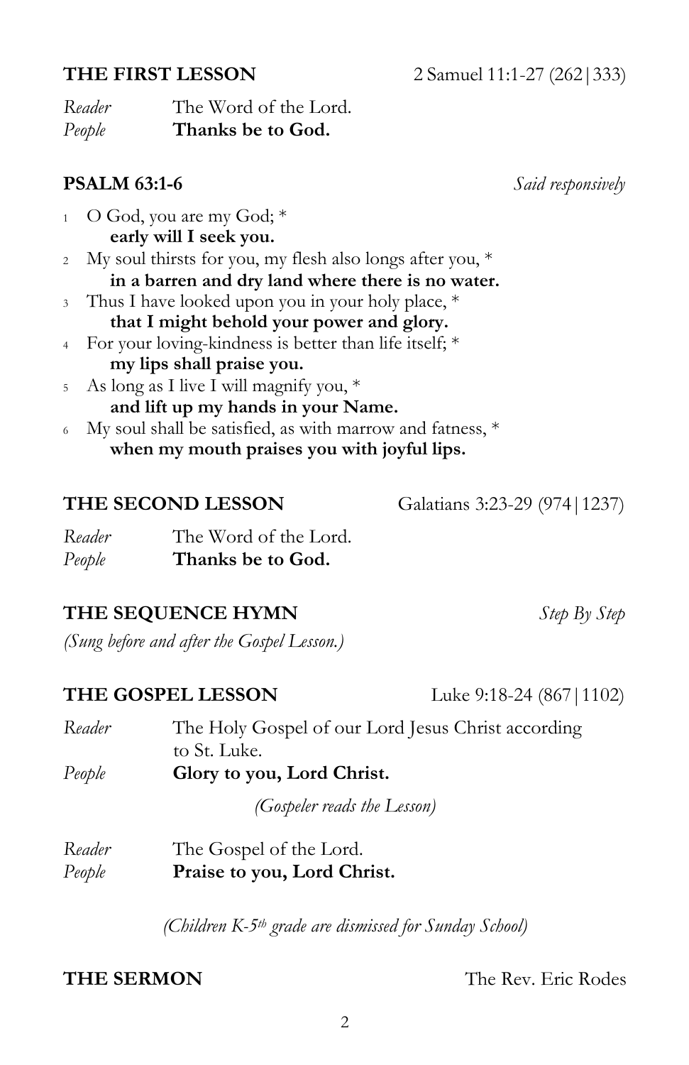**THE FIRST LESSON** 2 Samuel 11:1-27 (262|333)

*Reader* The Word of the Lord.
*People* **Thanks be to God.**

**PSALM 63:1-6** *Said responsively*

1 O God, you are my God; *
**early will I seek you.**
2 My soul thirsts for you, my flesh also longs after you, *
**in a barren and dry land where there is no water.**
3 Thus I have looked upon you in your holy place, *
**that I might behold your power and glory.**
4 For your loving-kindness is better than life itself; *
**my lips shall praise you.**
5 As long as I live I will magnify you, *
**and lift up my hands in your Name.**
6 My soul shall be satisfied, as with marrow and fatness, *
**when my mouth praises you with joyful lips.**

**THE SECOND LESSON** Galatians 3:23-29 (974|1237)

*Reader* The Word of the Lord.
*People* **Thanks be to God.**

**THE SEQUENCE HYMN** *Step By Step*

*(Sung before and after the Gospel Lesson.)*

**THE GOSPEL LESSON** Luke 9:18-24 (867|1102)

*Reader* The Holy Gospel of our Lord Jesus Christ according to St. Luke.
*People* **Glory to you, Lord Christ.**

*(Gospeler reads the Lesson)*

*Reader* The Gospel of the Lord.
*People* **Praise to you, Lord Christ.**

*(Children K-5th grade are dismissed for Sunday School)*

**THE SERMON** The Rev. Eric Rodes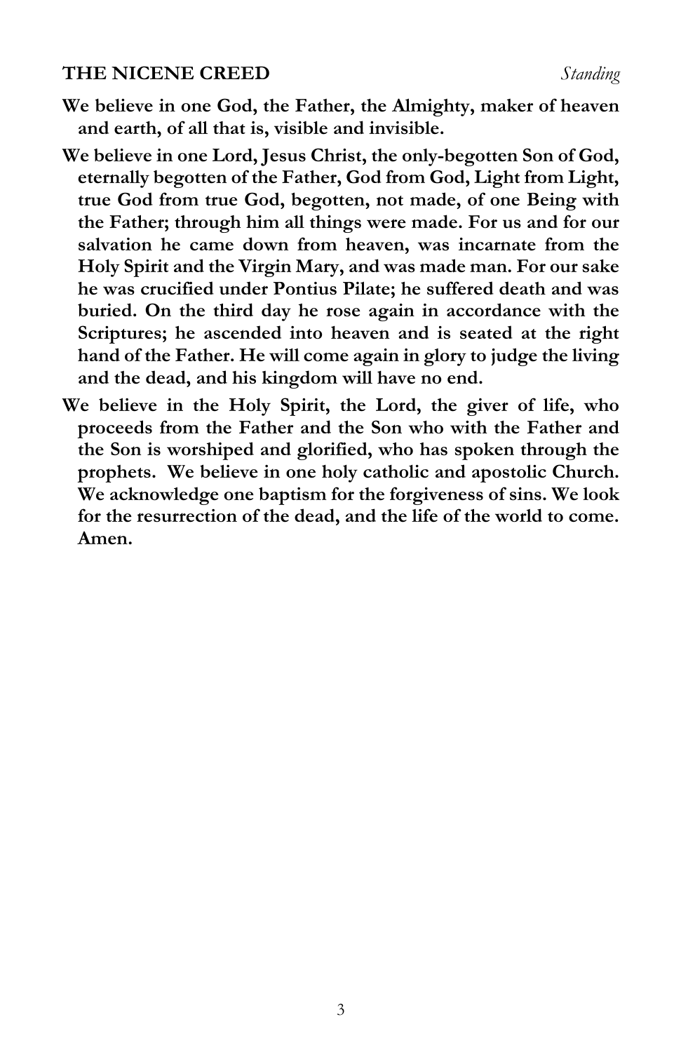## THE NICENE CREED *Standing*

**We believe in one God, the Father, the Almighty, maker of heaven and earth, of all that is, visible and invisible.**

**We believe in one Lord, Jesus Christ, the only-begotten Son of God, eternally begotten of the Father, God from God, Light from Light, true God from true God, begotten, not made, of one Being with the Father; through him all things were made. For us and for our salvation he came down from heaven, was incarnate from the Holy Spirit and the Virgin Mary, and was made man. For our sake he was crucified under Pontius Pilate; he suffered death and was buried. On the third day he rose again in accordance with the Scriptures; he ascended into heaven and is seated at the right hand of the Father. He will come again in glory to judge the living and the dead, and his kingdom will have no end.**

**We believe in the Holy Spirit, the Lord, the giver of life, who proceeds from the Father and the Son who with the Father and the Son is worshiped and glorified, who has spoken through the prophets. We believe in one holy catholic and apostolic Church. We acknowledge one baptism for the forgiveness of sins. We look for the resurrection of the dead, and the life of the world to come. Amen.**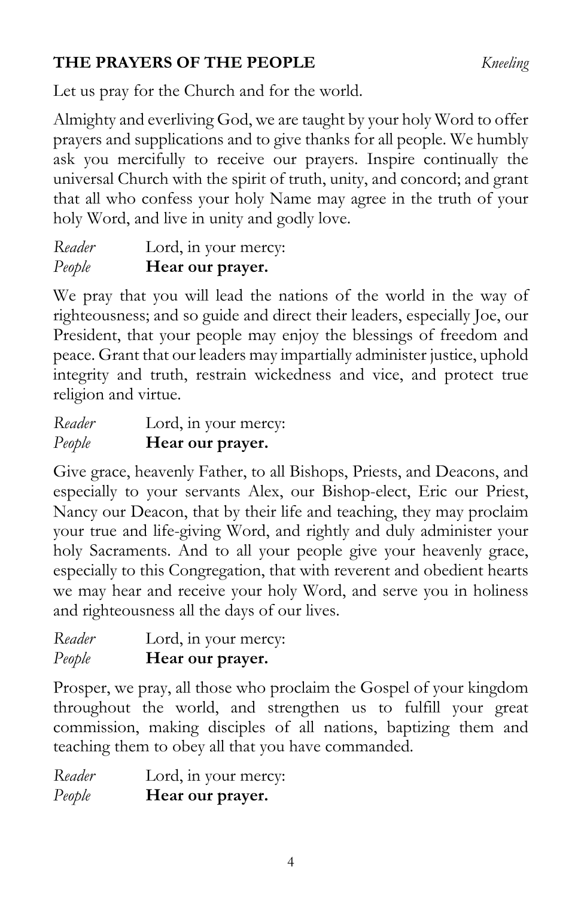## THE PRAYERS OF THE PEOPLE *Kneeling*

Let us pray for the Church and for the world.

Almighty and everliving God, we are taught by your holy Word to offer prayers and supplications and to give thanks for all people. We humbly ask you mercifully to receive our prayers. Inspire continually the universal Church with the spirit of truth, unity, and concord; and grant that all who confess your holy Name may agree in the truth of your holy Word, and live in unity and godly love.

*Reader* Lord, in your mercy:
*People* **Hear our prayer.**

We pray that you will lead the nations of the world in the way of righteousness; and so guide and direct their leaders, especially Joe, our President, that your people may enjoy the blessings of freedom and peace. Grant that our leaders may impartially administer justice, uphold integrity and truth, restrain wickedness and vice, and protect true religion and virtue.

*Reader* Lord, in your mercy:
*People* **Hear our prayer.**

Give grace, heavenly Father, to all Bishops, Priests, and Deacons, and especially to your servants Alex, our Bishop-elect, Eric our Priest, Nancy our Deacon, that by their life and teaching, they may proclaim your true and life-giving Word, and rightly and duly administer your holy Sacraments. And to all your people give your heavenly grace, especially to this Congregation, that with reverent and obedient hearts we may hear and receive your holy Word, and serve you in holiness and righteousness all the days of our lives.

*Reader* Lord, in your mercy:
*People* **Hear our prayer.**

Prosper, we pray, all those who proclaim the Gospel of your kingdom throughout the world, and strengthen us to fulfill your great commission, making disciples of all nations, baptizing them and teaching them to obey all that you have commanded.

*Reader* Lord, in your mercy:
*People* **Hear our prayer.**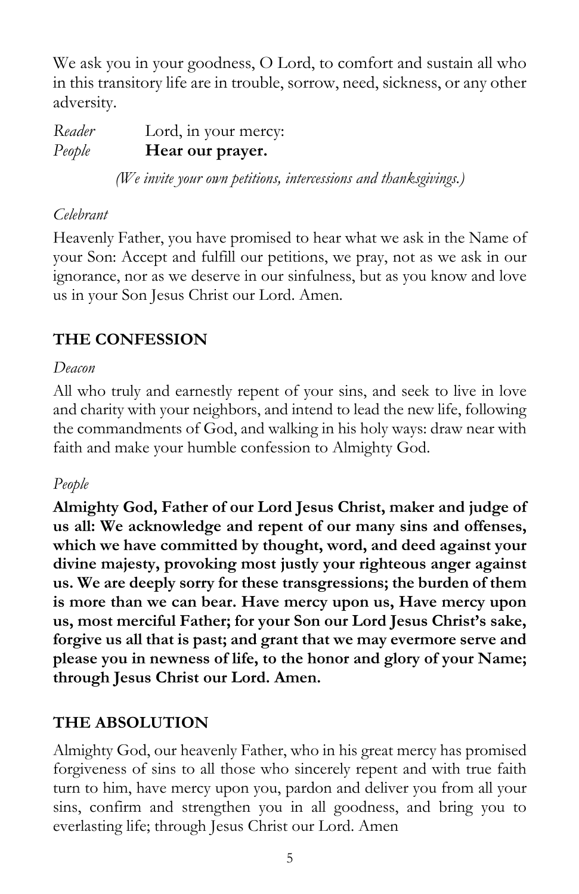We ask you in your goodness, O Lord, to comfort and sustain all who in this transitory life are in trouble, sorrow, need, sickness, or any other adversity.

*Reader* Lord, in your mercy:
*People* **Hear our prayer.**

*(We invite your own petitions, intercessions and thanksgivings.)*

*Celebrant*

Heavenly Father, you have promised to hear what we ask in the Name of your Son: Accept and fulfill our petitions, we pray, not as we ask in our ignorance, nor as we deserve in our sinfulness, but as you know and love us in your Son Jesus Christ our Lord. Amen.

## THE CONFESSION

*Deacon*

All who truly and earnestly repent of your sins, and seek to live in love and charity with your neighbors, and intend to lead the new life, following the commandments of God, and walking in his holy ways: draw near with faith and make your humble confession to Almighty God.

*People*

**Almighty God, Father of our Lord Jesus Christ, maker and judge of us all: We acknowledge and repent of our many sins and offenses, which we have committed by thought, word, and deed against your divine majesty, provoking most justly your righteous anger against us. We are deeply sorry for these transgressions; the burden of them is more than we can bear. Have mercy upon us, Have mercy upon us, most merciful Father; for your Son our Lord Jesus Christ's sake, forgive us all that is past; and grant that we may evermore serve and please you in newness of life, to the honor and glory of your Name; through Jesus Christ our Lord. Amen.**

## THE ABSOLUTION

Almighty God, our heavenly Father, who in his great mercy has promised forgiveness of sins to all those who sincerely repent and with true faith turn to him, have mercy upon you, pardon and deliver you from all your sins, confirm and strengthen you in all goodness, and bring you to everlasting life; through Jesus Christ our Lord. Amen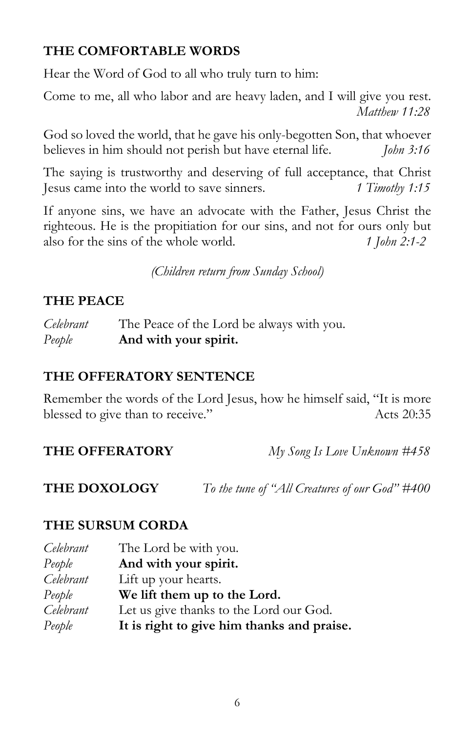## THE COMFORTABLE WORDS

Hear the Word of God to all who truly turn to him:

Come to me, all who labor and are heavy laden, and I will give you rest. *Matthew 11:28*

God so loved the world, that he gave his only-begotten Son, that whoever believes in him should not perish but have eternal life. *John 3:16*

The saying is trustworthy and deserving of full acceptance, that Christ Jesus came into the world to save sinners. *1 Timothy 1:15*

If anyone sins, we have an advocate with the Father, Jesus Christ the righteous. He is the propitiation for our sins, and not for ours only but also for the sins of the whole world. *1 John 2:1-2*

*(Children return from Sunday School)*

## THE PEACE

*Celebrant* The Peace of the Lord be always with you.
*People* **And with your spirit.**

## THE OFFERATORY SENTENCE

Remember the words of the Lord Jesus, how he himself said, "It is more blessed to give than to receive." Acts 20:35

**THE OFFERATORY** *My Song Is Love Unknown #458*

**THE DOXOLOGY** *To the tune of "All Creatures of our God" #400*

## THE SURSUM CORDA

*Celebrant* The Lord be with you.
*People* **And with your spirit.**
*Celebrant* Lift up your hearts.
*People* **We lift them up to the Lord.**
*Celebrant* Let us give thanks to the Lord our God.
*People* **It is right to give him thanks and praise.**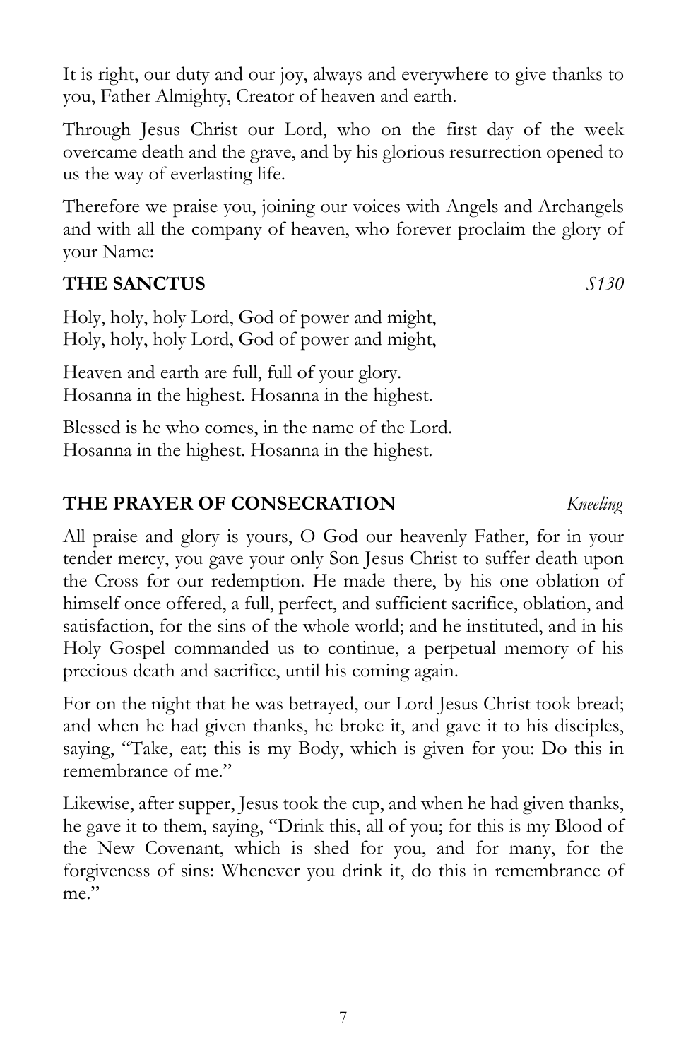It is right, our duty and our joy, always and everywhere to give thanks to you, Father Almighty, Creator of heaven and earth.

Through Jesus Christ our Lord, who on the first day of the week overcame death and the grave, and by his glorious resurrection opened to us the way of everlasting life.

Therefore we praise you, joining our voices with Angels and Archangels and with all the company of heaven, who forever proclaim the glory of your Name:

## THE SANCTUS *S130*

Holy, holy, holy Lord, God of power and might,
Holy, holy, holy Lord, God of power and might,

Heaven and earth are full, full of your glory.
Hosanna in the highest. Hosanna in the highest.

Blessed is he who comes, in the name of the Lord.
Hosanna in the highest. Hosanna in the highest.

## THE PRAYER OF CONSECRATION *Kneeling*

All praise and glory is yours, O God our heavenly Father, for in your tender mercy, you gave your only Son Jesus Christ to suffer death upon the Cross for our redemption. He made there, by his one oblation of himself once offered, a full, perfect, and sufficient sacrifice, oblation, and satisfaction, for the sins of the whole world; and he instituted, and in his Holy Gospel commanded us to continue, a perpetual memory of his precious death and sacrifice, until his coming again.

For on the night that he was betrayed, our Lord Jesus Christ took bread; and when he had given thanks, he broke it, and gave it to his disciples, saying, "Take, eat; this is my Body, which is given for you: Do this in remembrance of me."

Likewise, after supper, Jesus took the cup, and when he had given thanks, he gave it to them, saying, "Drink this, all of you; for this is my Blood of the New Covenant, which is shed for you, and for many, for the forgiveness of sins: Whenever you drink it, do this in remembrance of me."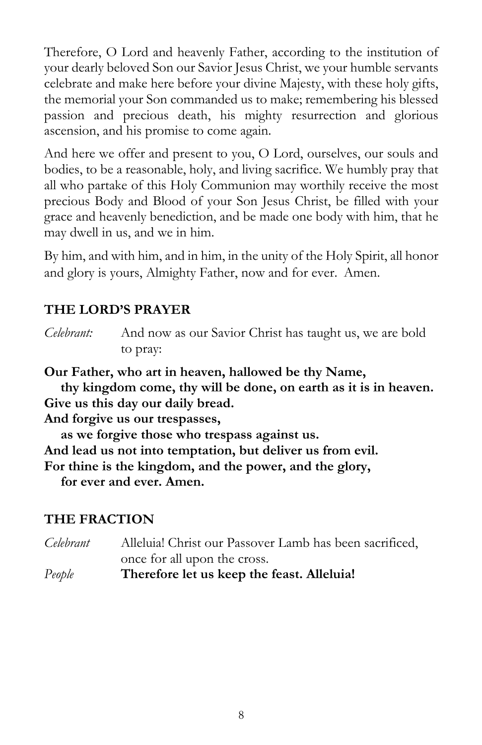Therefore, O Lord and heavenly Father, according to the institution of your dearly beloved Son our Savior Jesus Christ, we your humble servants celebrate and make here before your divine Majesty, with these holy gifts, the memorial your Son commanded us to make; remembering his blessed passion and precious death, his mighty resurrection and glorious ascension, and his promise to come again.

And here we offer and present to you, O Lord, ourselves, our souls and bodies, to be a reasonable, holy, and living sacrifice. We humbly pray that all who partake of this Holy Communion may worthily receive the most precious Body and Blood of your Son Jesus Christ, be filled with your grace and heavenly benediction, and be made one body with him, that he may dwell in us, and we in him.

By him, and with him, and in him, in the unity of the Holy Spirit, all honor and glory is yours, Almighty Father, now and for ever. Amen.

## THE LORD'S PRAYER

*Celebrant:* And now as our Savior Christ has taught us, we are bold to pray:

**Our Father, who art in heaven, hallowed be thy Name,**
**thy kingdom come, thy will be done, on earth as it is in heaven.**
**Give us this day our daily bread.**
**And forgive us our trespasses,**
**as we forgive those who trespass against us.**
**And lead us not into temptation, but deliver us from evil.**
**For thine is the kingdom, and the power, and the glory,**
**for ever and ever. Amen.**

## THE FRACTION

*Celebrant* Alleluia! Christ our Passover Lamb has been sacrificed, once for all upon the cross.

*People* **Therefore let us keep the feast. Alleluia!**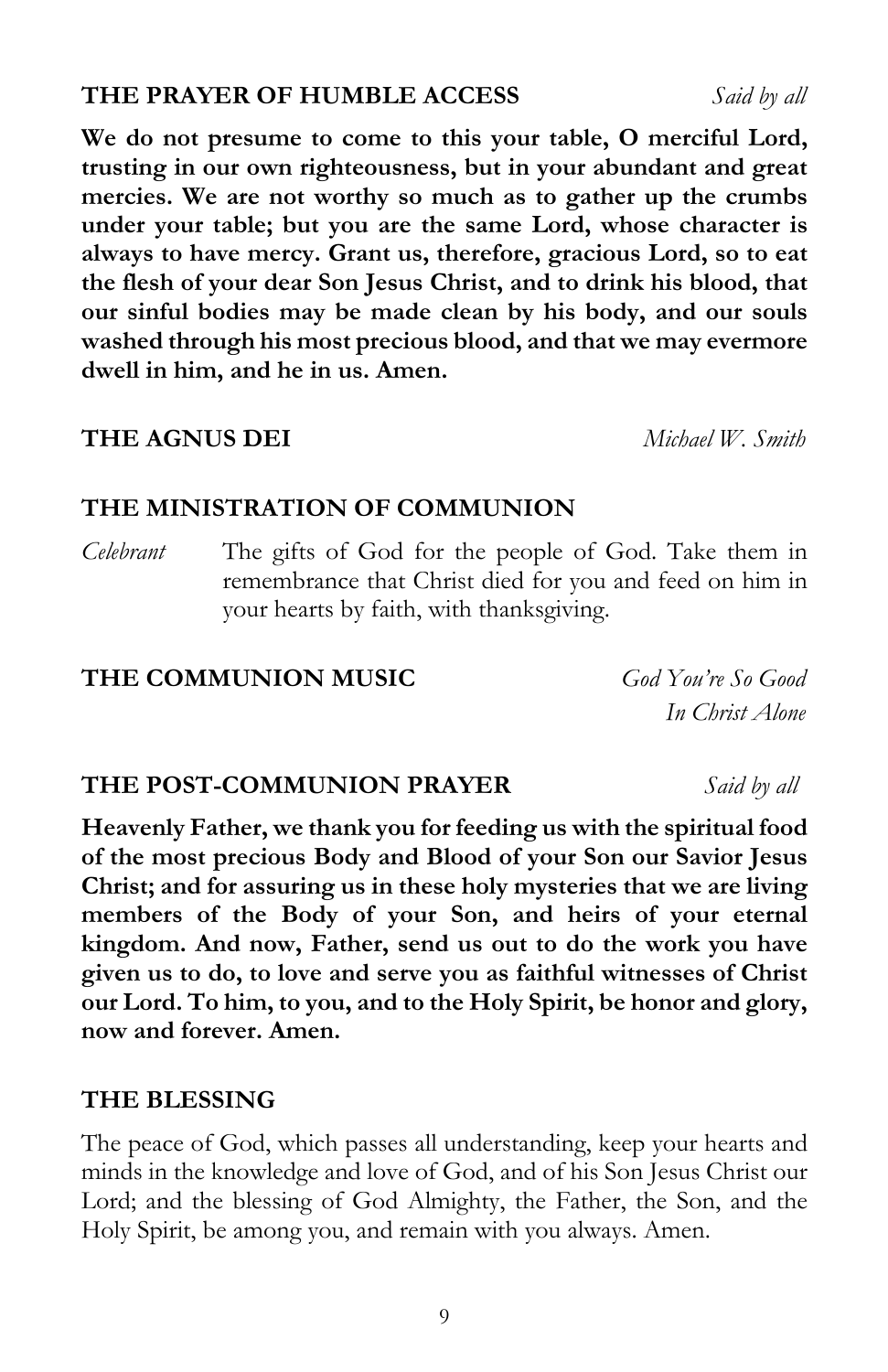**THE PRAYER OF HUMBLE ACCESS** *Said by all*

**We do not presume to come to this your table, O merciful Lord, trusting in our own righteousness, but in your abundant and great mercies. We are not worthy so much as to gather up the crumbs under your table; but you are the same Lord, whose character is always to have mercy. Grant us, therefore, gracious Lord, so to eat the flesh of your dear Son Jesus Christ, and to drink his blood, that our sinful bodies may be made clean by his body, and our souls washed through his most precious blood, and that we may evermore dwell in him, and he in us. Amen.**

**THE AGNUS DEI** *Michael W. Smith*

**THE MINISTRATION OF COMMUNION**

*Celebrant* The gifts of God for the people of God. Take them in remembrance that Christ died for you and feed on him in your hearts by faith, with thanksgiving.

**THE COMMUNION MUSIC** *God You're So Good*
*In Christ Alone*

**THE POST-COMMUNION PRAYER** *Said by all*

**Heavenly Father, we thank you for feeding us with the spiritual food of the most precious Body and Blood of your Son our Savior Jesus Christ; and for assuring us in these holy mysteries that we are living members of the Body of your Son, and heirs of your eternal kingdom. And now, Father, send us out to do the work you have given us to do, to love and serve you as faithful witnesses of Christ our Lord. To him, to you, and to the Holy Spirit, be honor and glory, now and forever. Amen.**

**THE BLESSING**

The peace of God, which passes all understanding, keep your hearts and minds in the knowledge and love of God, and of his Son Jesus Christ our Lord; and the blessing of God Almighty, the Father, the Son, and the Holy Spirit, be among you, and remain with you always. Amen.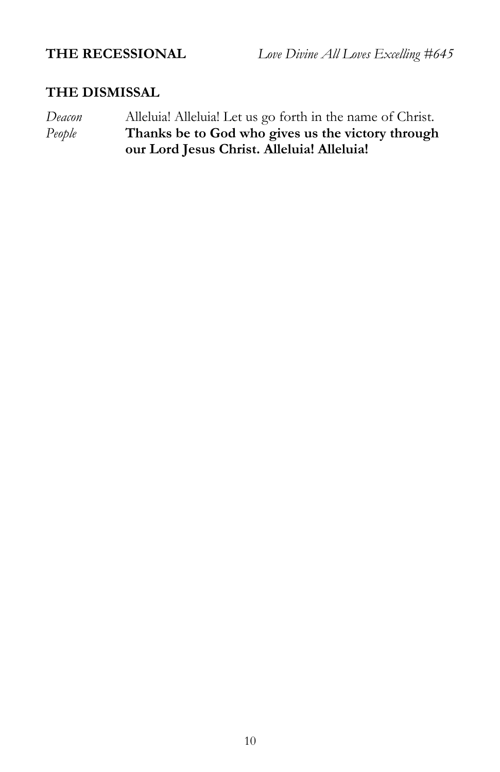**THE RECESSIONAL** *Love Divine All Loves Excelling #645*

**THE DISMISSAL**

*Deacon* Alleluia! Alleluia! Let us go forth in the name of Christ.
*People* **Thanks be to God who gives us the victory through our Lord Jesus Christ. Alleluia! Alleluia!**